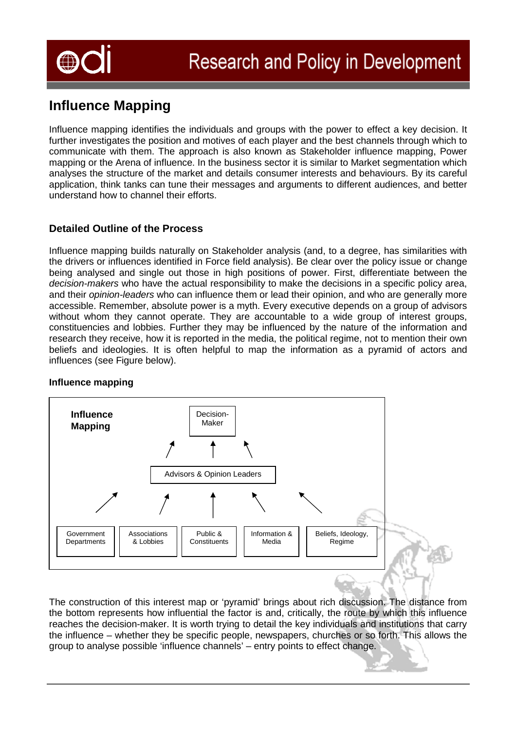# Influence Mapping

Influence mapping identifies the individuals and groups with the power to effect a key decision. It further investigates the position and motives of each player and the best channels through which to communicate with them. The approach is also known as Stakeholder influence mapping, Power mapping or the Arena of influence. In the business sector it is similar to Market segmentation which analyses the structure of the market and details consumer interests and behaviours. By its careful application, think tanks can tune their messages and arguments to different audiences, and better understand how to channel their efforts.

## Detailed Outline of the Process

Influence mapping builds naturally on Stakeholder analysis (and, to a degree, has similarities with the drivers or influences identified in Force field analysis). Be clear over the policy issue or change being analysed and single out those in high positions of power. First, differentiate between the *decision-makers* who have the actual responsibility to make the decisions in a specific policy area, and their *opinion-leaders* who can influence them or lead their opinion, and who are generally more accessible. Remember, absolute power is a myth. Every executive depends on a group of advisors without whom they cannot operate. They are accountable to a wide group of interest groups, constituencies and lobbies. Further they may be influenced by the nature of the information and research they receive, how it is reported in the media, the political regime, not to mention their own beliefs and ideologies. It is often helpful to map the information as a pyramid of actors and influences (see Figure below).

**Influence mapping**

**Influence Mapping**

Decision-Maker

↑ ↑ ↑

Advisors & Opinion Leaders

↑ ↑ ↑ ↑ ↑

Government Departments | Associations & Lobbies | Public & Constituents | Information & Media | Beliefs, Ideology, Regime

The construction of this interest map or 'pyramid' brings about rich discussion. The distance from the bottom represents how influential the factor is and, critically, the route by which this influence reaches the decision-maker. It is worth trying to detail the key individuals and institutions that carry the influence – whether they be specific people, newspapers, churches or so forth. This allows the group to analyse possible 'influence channels' – entry points to effect change.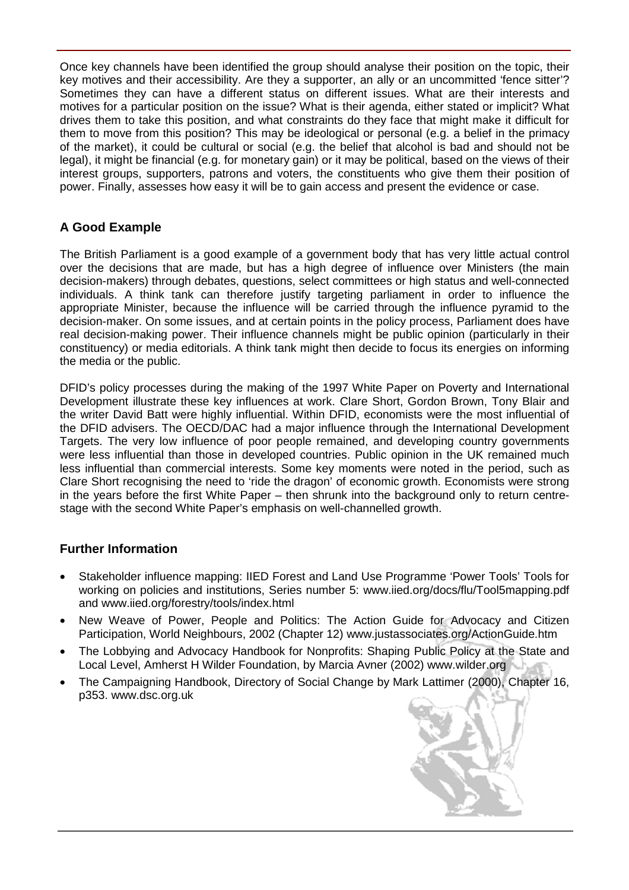Once key channels have been identified the group should analyse their position on the topic, their key motives and their accessibility. Are they a supporter, an ally or an uncommitted 'fence sitter'? Sometimes they can have a different status on different issues. What are their interests and motives for a particular position on the issue? What is their agenda, either stated or implicit? What drives them to take this position, and what constraints do they face that might make it difficult for them to move from this position? This may be ideological or personal (e.g. a belief in the primacy of the market), it could be cultural or social (e.g. the belief that alcohol is bad and should not be legal), it might be financial (e.g. for monetary gain) or it may be political, based on the views of their interest groups, supporters, patrons and voters, the constituents who give them their position of power. Finally, assesses how easy it will be to gain access and present the evidence or case.

## A Good Example

The British Parliament is a good example of a government body that has very little actual control over the decisions that are made, but has a high degree of influence over Ministers (the main decision-makers) through debates, questions, select committees or high status and well-connected individuals. A think tank can therefore justify targeting parliament in order to influence the appropriate Minister, because the influence will be carried through the influence pyramid to the decision-maker. On some issues, and at certain points in the policy process, Parliament does have real decision-making power. Their influence channels might be public opinion (particularly in their constituency) or media editorials. A think tank might then decide to focus its energies on informing the media or the public.

DFID's policy processes during the making of the 1997 White Paper on Poverty and International Development illustrate these key influences at work. Clare Short, Gordon Brown, Tony Blair and the writer David Batt were highly influential. Within DFID, economists were the most influential of the DFID advisers. The OECD/DAC had a major influence through the International Development Targets. The very low influence of poor people remained, and developing country governments were less influential than those in developed countries. Public opinion in the UK remained much less influential than commercial interests. Some key moments were noted in the period, such as Clare Short recognising the need to 'ride the dragon' of economic growth. Economists were strong in the years before the first White Paper – then shrunk into the background only to return centre-stage with the second White Paper's emphasis on well-channelled growth.

## Further Information

- Stakeholder influence mapping: IIED Forest and Land Use Programme 'Power Tools' Tools for working on policies and institutions, Series number 5: www.iied.org/docs/flu/Tool5mapping.pdf and www.iied.org/forestry/tools/index.html
- New Weave of Power, People and Politics: The Action Guide for Advocacy and Citizen Participation, World Neighbours, 2002 (Chapter 12) www.justassociates.org/ActionGuide.htm
- The Lobbying and Advocacy Handbook for Nonprofits: Shaping Public Policy at the State and Local Level, Amherst H Wilder Foundation, by Marcia Avner (2002) www.wilder.org
- The Campaigning Handbook, Directory of Social Change by Mark Lattimer (2000), Chapter 16, p353. www.dsc.org.uk